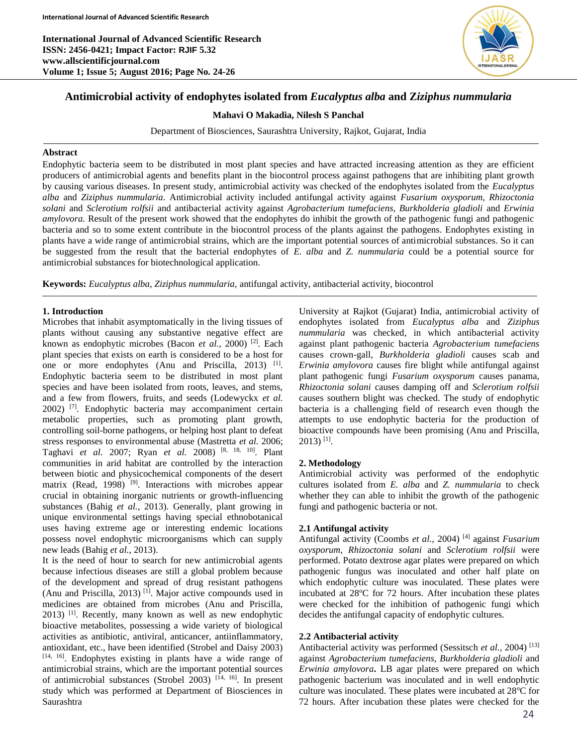# Antimicrobial activity of endophytes isolated from *Eucalyptus alba* and *Ziziphus nummularia*

**Mahavi O Makadia, Nilesh S Panchal**

Department of Biosciences, Saurashtra University, Rajkot, Gujarat, India

## Abstract

Endophytic bacteria seem to be distributed in most plant species and have attracted increasing attention as they are efficient producers of antimicrobial agents and benefits plant in the biocontrol process against pathogens that are inhibiting plant growth by causing various diseases. In present study, antimicrobial activity was checked of the endophytes isolated from the *Eucalyptus alba* and *Ziziphus nummularia*. Antimicrobial activity included antifungal activity against *Fusarium oxysporum, Rhizoctonia solani* and *Sclerotium rolfsii* and antibacterial activity against *Agrobacterium tumefaciens, Burkholderia gladioli* and *Erwinia amylovora.* Result of the present work showed that the endophytes do inhibit the growth of the pathogenic fungi and pathogenic bacteria and so to some extent contribute in the biocontrol process of the plants against the pathogens. Endophytes existing in plants have a wide range of antimicrobial strains, which are the important potential sources of antimicrobial substances. So it can be suggested from the result that the bacterial endophytes of *E. alba* and *Z. nummularia* could be a potential source for antimicrobial substances for biotechnological application.

**Keywords:** *Eucalyptus alba, Ziziphus nummularia,* antifungal activity, antibacterial activity, biocontrol

## 1. Introduction

Microbes that inhabit asymptomatically in the living tissues of plants without causing any substantive negative effect are known as endophytic microbes (Bacon *et al.*, 2000) [2]. Each plant species that exists on earth is considered to be a host for one or more endophytes (Anu and Priscilla, 2013) [1]. Endophytic bacteria seem to be distributed in most plant species and have been isolated from roots, leaves, and stems, and a few from flowers, fruits, and seeds (Lodewyckx *et al.* 2002) [7]. Endophytic bacteria may accompaniment certain metabolic properties, such as promoting plant growth, controlling soil-borne pathogens, or helping host plant to defeat stress responses to environmental abuse (Mastretta *et al.* 2006; Taghavi *et al.* 2007; Ryan *et al.* 2008) [8, 18, 10]. Plant communities in arid habitat are controlled by the interaction between biotic and physicochemical components of the desert matrix (Read, 1998) [9]. Interactions with microbes appear crucial in obtaining inorganic nutrients or growth-influencing substances (Bahig *et al.*, 2013). Generally, plant growing in unique environmental settings having special ethnobotanical uses having extreme age or interesting endemic locations possess novel endophytic microorganisms which can supply new leads (Bahig *et al.*, 2013).

It is the need of hour to search for new antimicrobial agents because infectious diseases are still a global problem because of the development and spread of drug resistant pathogens (Anu and Priscilla, 2013) [1]. Major active compounds used in medicines are obtained from microbes (Anu and Priscilla, 2013) [1]. Recently, many known as well as new endophytic bioactive metabolites, possessing a wide variety of biological activities as antibiotic, antiviral, anticancer, antiinflammatory, antioxidant, etc., have been identified (Strobel and Daisy 2003) [14, 16]. Endophytes existing in plants have a wide range of antimicrobial strains, which are the important potential sources of antimicrobial substances (Strobel 2003) [14, 16]. In present study which was performed at Department of Biosciences in Saurashtra University at Rajkot (Gujarat) India, antimicrobial activity of endophytes isolated from *Eucalyptus alba* and *Ziziphus nummularia* was checked, in which antibacterial activity against plant pathogenic bacteria *Agrobacterium tumefaciens* causes crown-gall, *Burkholderia gladioli* causes scab and *Erwinia amylovora* causes fire blight while antifungal activity against plant pathogenic fungi *Fusarium oxysporum* causes panama, *Rhizoctonia solani* causes damping off and *Sclerotium rolfsii* causes southern blight was checked. The study of endophytic bacteria is a challenging field of research even though the attempts to use endophytic bacteria for the production of bioactive compounds have been promising (Anu and Priscilla, 2013) [1].

## 2. Methodology

Antimicrobial activity was performed of the endophytic cultures isolated from *E. alba* and *Z. nummularia* to check whether they can able to inhibit the growth of the pathogenic fungi and pathogenic bacteria or not.

### 2.1 Antifungal activity

Antifungal activity (Coombs *et al.,* 2004) [4] against *Fusarium oxysporum, Rhizoctonia solani* and *Sclerotium rolfsii* were performed. Potato dextrose agar plates were prepared on which pathogenic fungus was inoculated and other half plate on which endophytic culture was inoculated. These plates were incubated at 28ºC for 72 hours. After incubation these plates were checked for the inhibition of pathogenic fungi which decides the antifungal capacity of endophytic cultures.

### 2.2 Antibacterial activity

Antibacterial activity was performed (Sessitsch *et al.*, 2004) [13] against *Agrobacterium tumefaciens, Burkholderia gladioli* and *Erwinia amylovora***.** LB agar plates were prepared on which pathogenic bacterium was inoculated and in well endophytic culture was inoculated. These plates were incubated at 28ºC for 72 hours. After incubation these plates were checked for the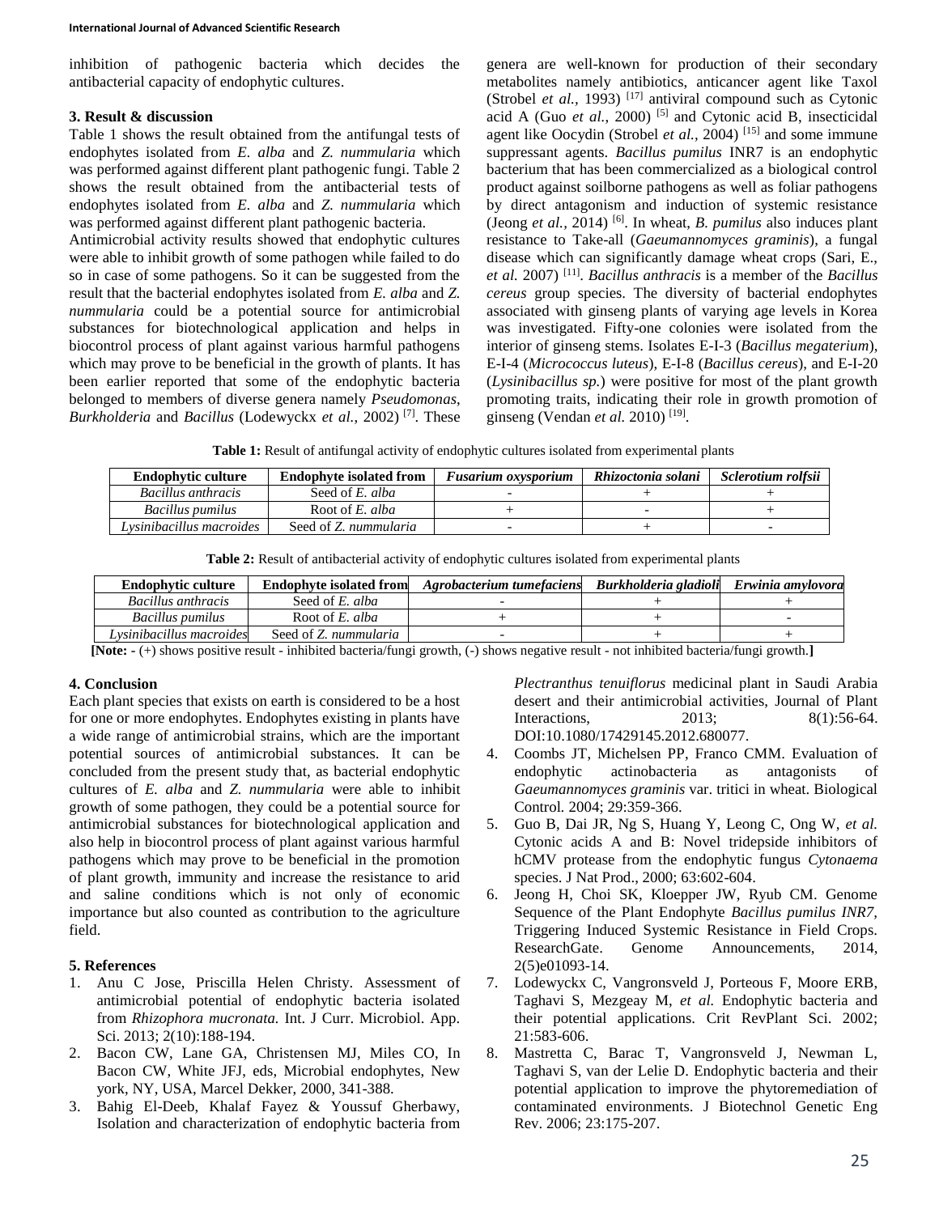inhibition of pathogenic bacteria which decides the antibacterial capacity of endophytic cultures.

## 3. Result & discussion

Table 1 shows the result obtained from the antifungal tests of endophytes isolated from *E. alba* and *Z. nummularia* which was performed against different plant pathogenic fungi. Table 2 shows the result obtained from the antibacterial tests of endophytes isolated from *E. alba* and *Z. nummularia* which was performed against different plant pathogenic bacteria.

Antimicrobial activity results showed that endophytic cultures were able to inhibit growth of some pathogen while failed to do so in case of some pathogens. So it can be suggested from the result that the bacterial endophytes isolated from *E. alba* and *Z. nummularia* could be a potential source for antimicrobial substances for biotechnological application and helps in biocontrol process of plant against various harmful pathogens which may prove to be beneficial in the growth of plants. It has been earlier reported that some of the endophytic bacteria belonged to members of diverse genera namely *Pseudomonas*, *Burkholderia* and *Bacillus* (Lodewyckx *et al.*, 2002) [7]. These genera are well-known for production of their secondary metabolites namely antibiotics, anticancer agent like Taxol (Strobel *et al.*, 1993) [17] antiviral compound such as Cytonic acid A (Guo *et al.*, 2000) [5] and Cytonic acid B, insecticidal agent like Oocydin (Strobel *et al.*, 2004) [15] and some immune suppressant agents. *Bacillus pumilus* INR7 is an endophytic bacterium that has been commercialized as a biological control product against soilborne pathogens as well as foliar pathogens by direct antagonism and induction of systemic resistance (Jeong *et al.*, 2014) [6]. In wheat, *B. pumilus* also induces plant resistance to Take-all (*Gaeumannomyces graminis*), a fungal disease which can significantly damage wheat crops (Sari, E., *et al.* 2007) [11]. *Bacillus anthracis* is a member of the *Bacillus cereus* group species. The diversity of bacterial endophytes associated with ginseng plants of varying age levels in Korea was investigated. Fifty-one colonies were isolated from the interior of ginseng stems. Isolates E-I-3 (*Bacillus megaterium*), E-I-4 (*Micrococcus luteus*), E-I-8 (*Bacillus cereus*), and E-I-20 (*Lysinibacillus sp.*) were positive for most of the plant growth promoting traits, indicating their role in growth promotion of ginseng (Vendan *et al.* 2010) [19].

**Table 1:** Result of antifungal activity of endophytic cultures isolated from experimental plants

| Endophytic culture | Endophyte isolated from | *Fusarium oxysporium* | *Rhizoctonia solani* | *Sclerotium rolfsii* |
|---|---|---|---|---|
| *Bacillus anthracis* | Seed of *E. alba* | - | + | + |
| *Bacillus pumilus* | Root of *E. alba* | + | - | + |
| *Lysinibacillus macroides* | Seed of *Z. nummularia* | - | + | - |

**Table 2:** Result of antibacterial activity of endophytic cultures isolated from experimental plants

| Endophytic culture | Endophyte isolated from | *Agrobacterium tumefaciens* | *Burkholderia gladioli* | *Erwinia amylovora* |
|---|---|---|---|---|
| *Bacillus anthracis* | Seed of *E. alba* | - | + | + |
| *Bacillus pumilus* | Seed of *E. alba* | + | + | - |
| *Lysinibacillus macroides* | Seed of *Z. nummularia* | - | + | + |

**[Note: -** (+) shows positive result - inhibited bacteria/fungi growth, (-) shows negative result - not inhibited bacteria/fungi growth.**]**

## 4. Conclusion

Each plant species that exists on earth is considered to be a host for one or more endophytes. Endophytes existing in plants have a wide range of antimicrobial strains, which are the important potential sources of antimicrobial substances. It can be concluded from the present study that, as bacterial endophytic cultures of *E. alba* and *Z. nummularia* were able to inhibit growth of some pathogen, they could be a potential source for antimicrobial substances for biotechnological application and also help in biocontrol process of plant against various harmful pathogens which may prove to be beneficial in the promotion of plant growth, immunity and increase the resistance to arid and saline conditions which is not only of economic importance but also counted as contribution to the agriculture field.

## 5. References

1. Anu C Jose, Priscilla Helen Christy. Assessment of antimicrobial potential of endophytic bacteria isolated from *Rhizophora mucronata.* Int. J Curr. Microbiol. App. Sci. 2013; 2(10):188-194.
2. Bacon CW, Lane GA, Christensen MJ, Miles CO, In Bacon CW, White JFJ, eds, Microbial endophytes, New york, NY, USA, Marcel Dekker, 2000, 341-388.
3. Bahig El-Deeb, Khalaf Fayez & Youssuf Gherbawy, Isolation and characterization of endophytic bacteria from *Plectranthus tenuiflorus* medicinal plant in Saudi Arabia desert and their antimicrobial activities, Journal of Plant Interactions, 2013; 8(1):56-64. DOI:10.1080/17429145.2012.680077.
4. Coombs JT, Michelsen PP, Franco CMM. Evaluation of endophytic actinobacteria as antagonists of *Gaeumannomyces graminis* var. tritici in wheat. Biological Control. 2004; 29:359-366.
5. Guo B, Dai JR, Ng S, Huang Y, Leong C, Ong W, *et al.* Cytonic acids A and B: Novel tridepside inhibitors of hCMV protease from the endophytic fungus *Cytonaema* species. J Nat Prod., 2000; 63:602-604.
6. Jeong H, Choi SK, Kloepper JW, Ryub CM. Genome Sequence of the Plant Endophyte *Bacillus pumilus INR7,* Triggering Induced Systemic Resistance in Field Crops. ResearchGate. Genome Announcements, 2014, 2(5)e01093-14.
7. Lodewyckx C, Vangronsveld J, Porteous F, Moore ERB, Taghavi S, Mezgeay M, *et al.* Endophytic bacteria and their potential applications. Crit RevPlant Sci. 2002; 21:583-606.
8. Mastretta C, Barac T, Vangronsveld J, Newman L, Taghavi S, van der Lelie D. Endophytic bacteria and their potential application to improve the phytoremediation of contaminated environments. J Biotechnol Genetic Eng Rev. 2006; 23:175-207.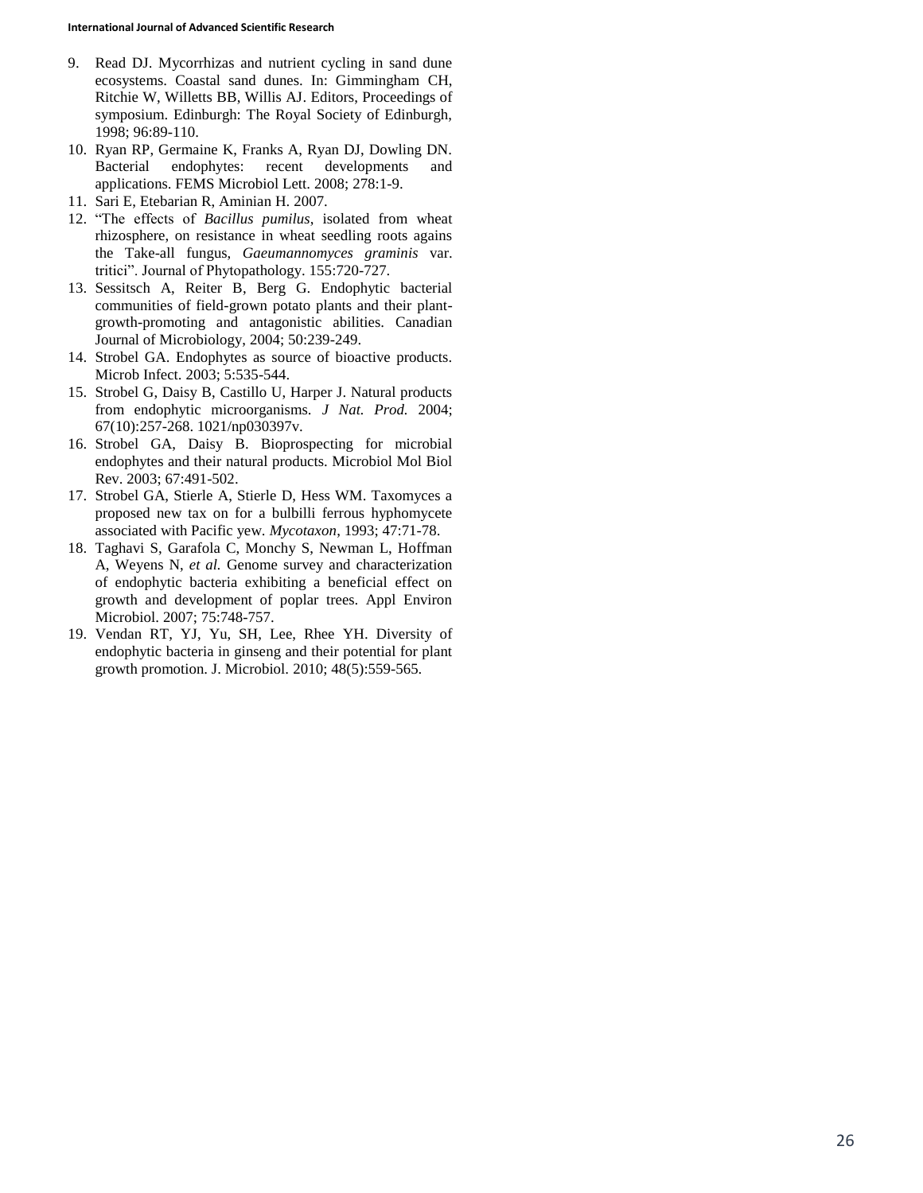9. Read DJ. Mycorrhizas and nutrient cycling in sand dune ecosystems. Coastal sand dunes. In: Gimmingham CH, Ritchie W, Willetts BB, Willis AJ. Editors, Proceedings of symposium. Edinburgh: The Royal Society of Edinburgh, 1998; 96:89-110.
10. Ryan RP, Germaine K, Franks A, Ryan DJ, Dowling DN. Bacterial endophytes: recent developments and applications. FEMS Microbiol Lett. 2008; 278:1-9.
11. Sari E, Etebarian R, Aminian H. 2007.
12. "The effects of *Bacillus pumilus*, isolated from wheat rhizosphere, on resistance in wheat seedling roots agains the Take-all fungus, *Gaeumannomyces graminis* var. tritici". Journal of Phytopathology. 155:720-727.
13. Sessitsch A, Reiter B, Berg G. Endophytic bacterial communities of field-grown potato plants and their plant-growth-promoting and antagonistic abilities. Canadian Journal of Microbiology, 2004; 50:239-249.
14. Strobel GA. Endophytes as source of bioactive products. Microb Infect. 2003; 5:535-544.
15. Strobel G, Daisy B, Castillo U, Harper J. Natural products from endophytic microorganisms. *J Nat. Prod.* 2004; 67(10):257-268. 1021/np030397v.
16. Strobel GA, Daisy B. Bioprospecting for microbial endophytes and their natural products. Microbiol Mol Biol Rev. 2003; 67:491-502.
17. Strobel GA, Stierle A, Stierle D, Hess WM. Taxomyces a proposed new tax on for a bulbilli ferrous hyphomycete associated with Pacific yew. *Mycotaxon*, 1993; 47:71-78.
18. Taghavi S, Garafola C, Monchy S, Newman L, Hoffman A, Weyens N, *et al.* Genome survey and characterization of endophytic bacteria exhibiting a beneficial effect on growth and development of poplar trees. Appl Environ Microbiol. 2007; 75:748-757.
19. Vendan RT, YJ, Yu, SH, Lee, Rhee YH. Diversity of endophytic bacteria in ginseng and their potential for plant growth promotion. J. Microbiol. 2010; 48(5):559-565.